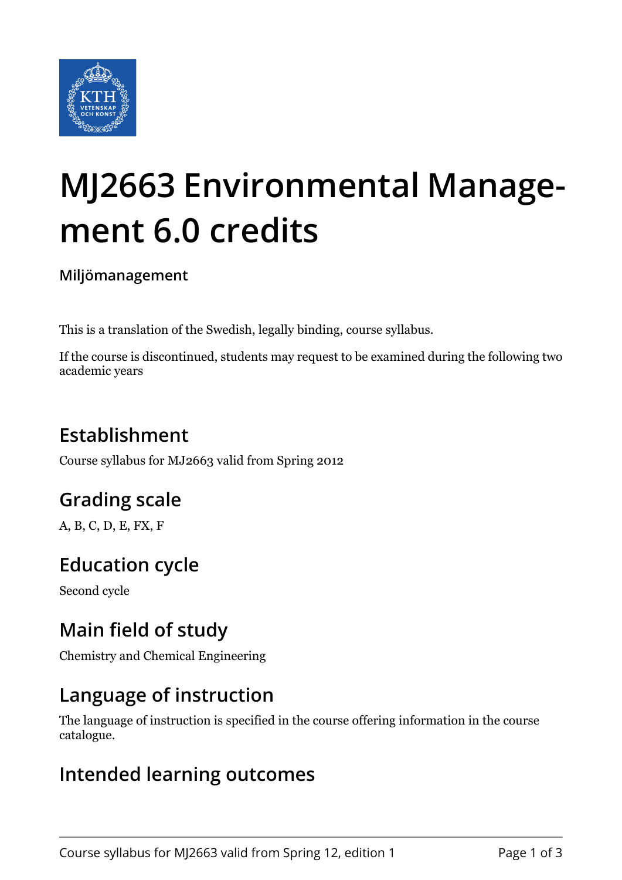# MJ2663 Environmental Management 6.0 credits

**Miljömanagement**

This is a translation of the Swedish, legally binding, course syllabus.

If the course is discontinued, students may request to be examined during the following two academic years

## Establishment

Course syllabus for MJ2663 valid from Spring 2012

## Grading scale

A, B, C, D, E, FX, F

## Education cycle

Second cycle

## Main field of study

Chemistry and Chemical Engineering

## Language of instruction

The language of instruction is specified in the course offering information in the course catalogue.

## Intended learning outcomes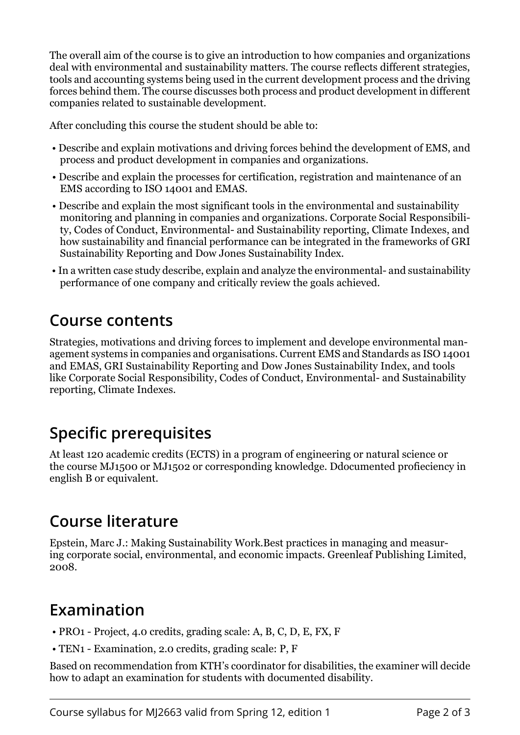The overall aim of the course is to give an introduction to how companies and organizations deal with environmental and sustainability matters. The course reflects different strategies, tools and accounting systems being used in the current development process and the driving forces behind them. The course discusses both process and product development in different companies related to sustainable development.

After concluding this course the student should be able to:

- Describe and explain motivations and driving forces behind the development of EMS, and process and product development in companies and organizations.
- Describe and explain the processes for certification, registration and maintenance of an EMS according to ISO 14001 and EMAS.
- Describe and explain the most significant tools in the environmental and sustainability monitoring and planning in companies and organizations. Corporate Social Responsibility, Codes of Conduct, Environmental- and Sustainability reporting, Climate Indexes, and how sustainability and financial performance can be integrated in the frameworks of GRI Sustainability Reporting and Dow Jones Sustainability Index.
- In a written case study describe, explain and analyze the environmental- and sustainability performance of one company and critically review the goals achieved.

## Course contents

Strategies, motivations and driving forces to implement and develope environmental management systems in companies and organisations. Current EMS and Standards as ISO 14001 and EMAS, GRI Sustainability Reporting and Dow Jones Sustainability Index, and tools like Corporate Social Responsibility, Codes of Conduct, Environmental- and Sustainability reporting, Climate Indexes.

## Specific prerequisites

At least 120 academic credits (ECTS) in a program of engineering or natural science or the course MJ1500 or MJ1502 or corresponding knowledge. Ddocumented profieciency in english B or equivalent.

## Course literature

Epstein, Marc J.: Making Sustainability Work.Best practices in managing and measuring corporate social, environmental, and economic impacts. Greenleaf Publishing Limited, 2008.

## Examination

- PRO1 - Project, 4.0 credits, grading scale: A, B, C, D, E, FX, F
- TEN1 - Examination, 2.0 credits, grading scale: P, F

Based on recommendation from KTH's coordinator for disabilities, the examiner will decide how to adapt an examination for students with documented disability.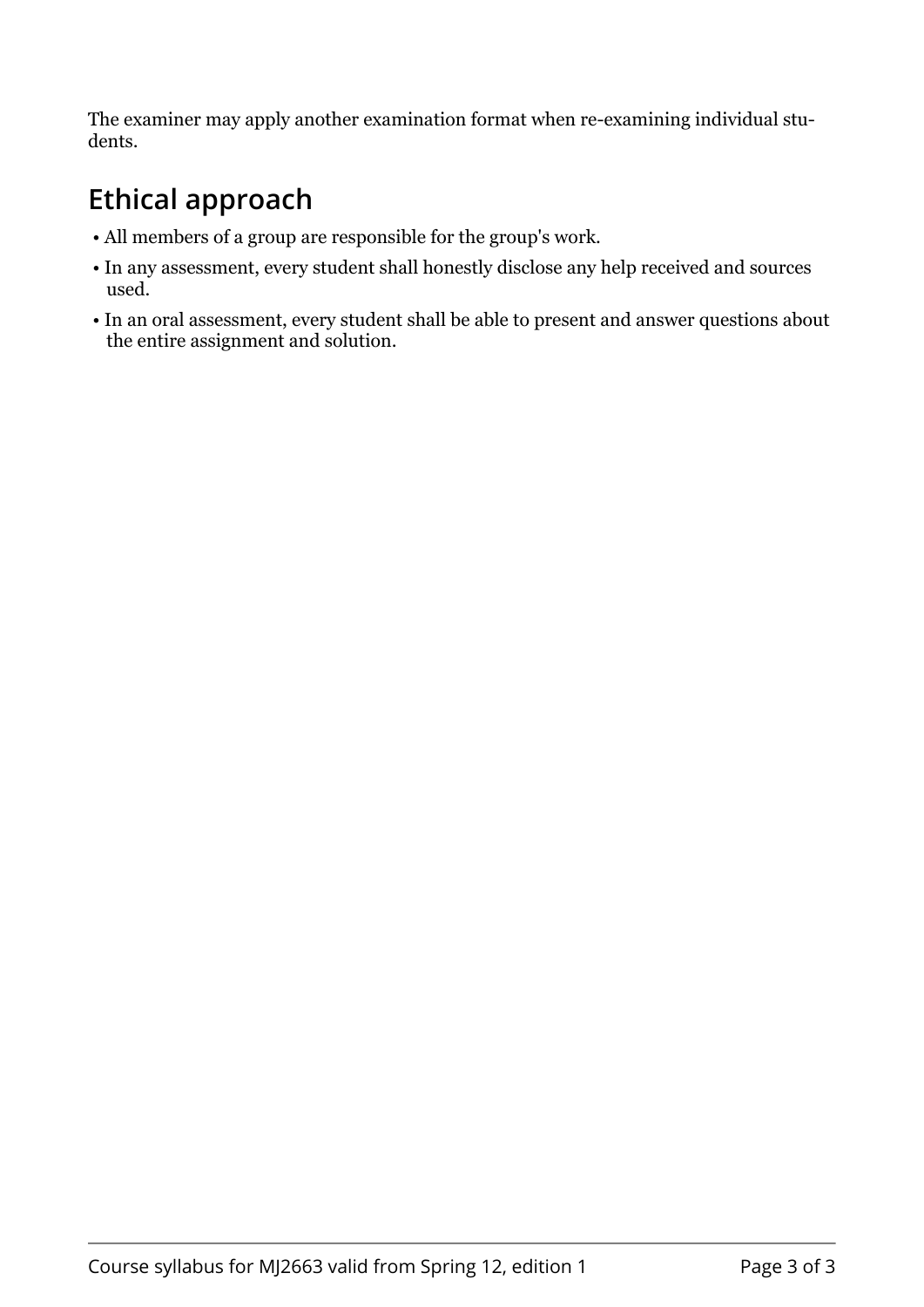The examiner may apply another examination format when re-examining individual students.

## Ethical approach

- All members of a group are responsible for the group's work.
- In any assessment, every student shall honestly disclose any help received and sources used.
- In an oral assessment, every student shall be able to present and answer questions about the entire assignment and solution.